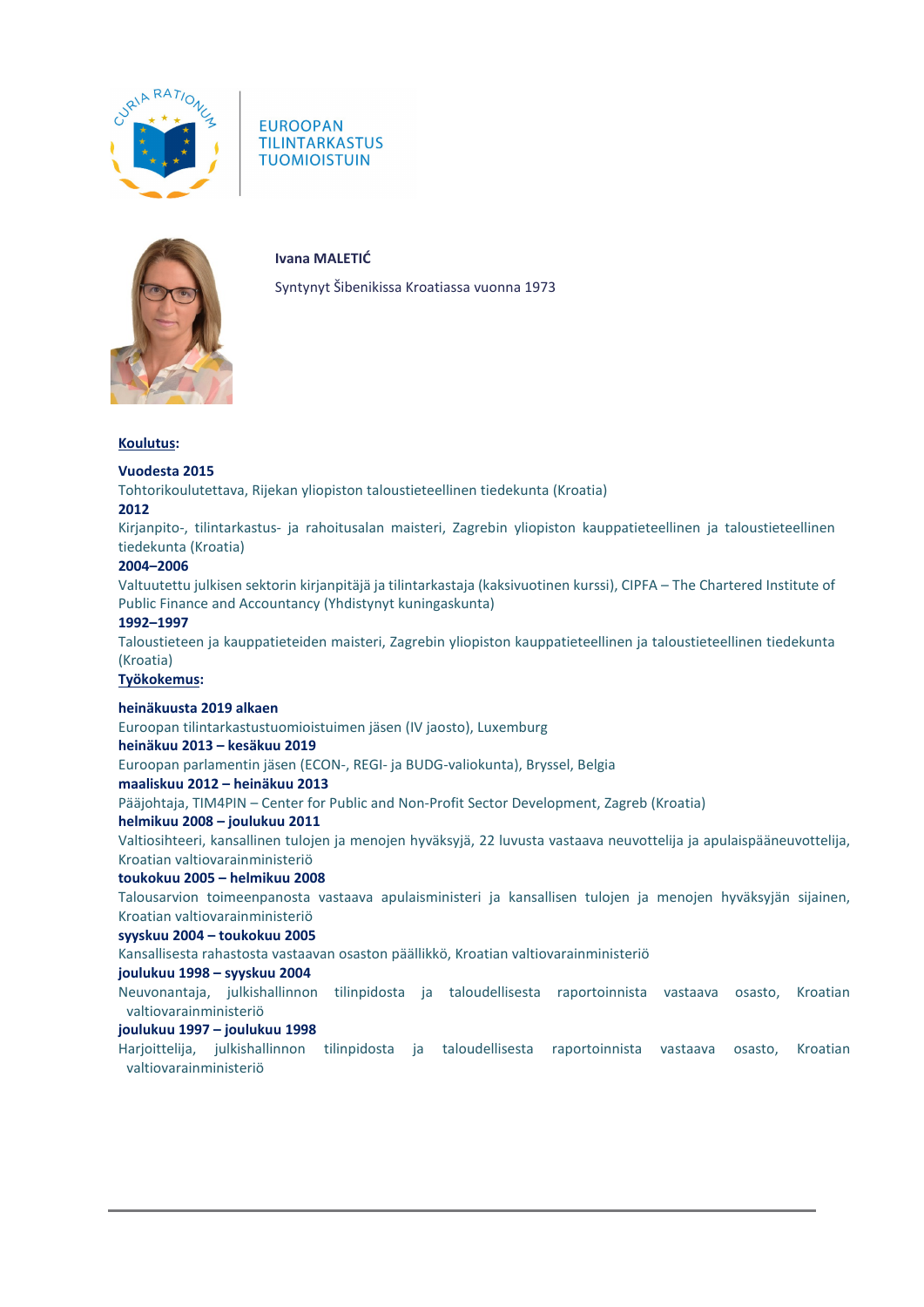EUROOPAN
TILINTARKASTUS
TUOMIOISTUIN

**Ivana MALETIĆ**

Syntynyt Šibenikissa Kroatiassa vuonna 1973

## Koulutus:

**Vuodesta 2015**
Tohtorikoulutettava, Rijekan yliopiston taloustieteellinen tiedekunta (Kroatia)

**2012**
Kirjanpito-, tilintarkastus- ja rahoitusalan maisteri, Zagrebin yliopiston kauppatieteellinen ja taloustieteellinen tiedekunta (Kroatia)

**2004–2006**
Valtuutettu julkisen sektorin kirjanpitäjä ja tilintarkastaja (kaksivuotinen kurssi), CIPFA – The Chartered Institute of Public Finance and Accountancy (Yhdistynyt kuningaskunta)

**1992–1997**
Taloustieteen ja kauppatieteiden maisteri, Zagrebin yliopiston kauppatieteellinen ja taloustieteellinen tiedekunta (Kroatia)

## Työkokemus:

**heinäkuusta 2019 alkaen**
Euroopan tilintarkastustuomioistuimen jäsen (IV jaosto), Luxemburg

**heinäkuu 2013 – kesäkuu 2019**
Euroopan parlamentin jäsen (ECON-, REGI- ja BUDG-valiokunta), Bryssel, Belgia

**maaliskuu 2012 – heinäkuu 2013**
Pääjohtaja, TIM4PIN – Center for Public and Non-Profit Sector Development, Zagreb (Kroatia)

**helmikuu 2008 – joulukuu 2011**
Valtiosihteeri, kansallinen tulojen ja menojen hyväksyjä, 22 luvusta vastaava neuvottelija ja apulaispääneuvottelija, Kroatian valtiovarainministeriö

**toukokuu 2005 – helmikuu 2008**
Talousarvion toimeenpanosta vastaava apulaisministeri ja kansallisen tulojen ja menojen hyväksyjän sijainen, Kroatian valtiovarainministeriö

**syyskuu 2004 – toukokuu 2005**
Kansallisesta rahastosta vastaavan osaston päällikkö, Kroatian valtiovarainministeriö

**joulukuu 1998 – syyskuu 2004**
Neuvonantaja, julkishallinnon tilinpidosta ja taloudellisesta raportoinnista vastaava osasto, Kroatian valtiovarainministeriö

**joulukuu 1997 – joulukuu 1998**
Harjoittelija, julkishallinnon tilinpidosta ja taloudellisesta raportoinnista vastaava osasto, Kroatian valtiovarainministeriö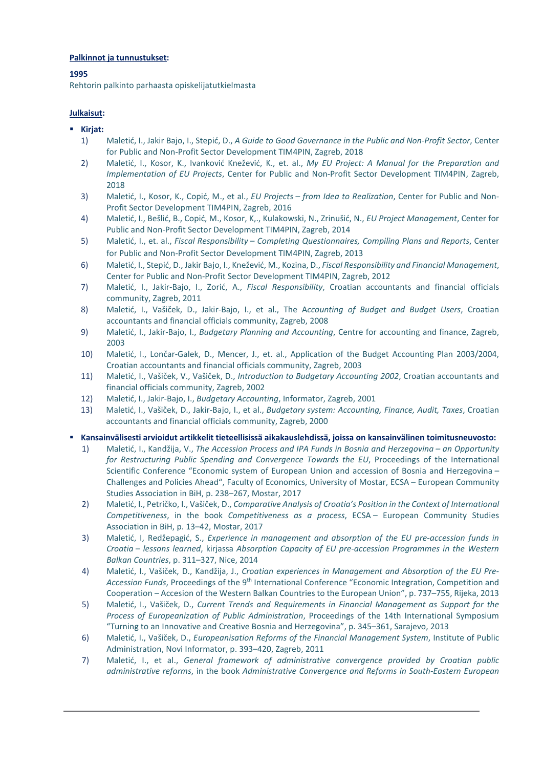**Palkinnot ja tunnustukset:**

**1995**
Rehtorin palkinto parhaasta opiskelijatutkielmasta

**Julkaisut:**

- **Kirjat:**
    1) Maletić, I., Jakir Bajo, I., Stepić, D., *A Guide to Good Governance in the Public and Non-Profit Sector*, Center for Public and Non-Profit Sector Development TIM4PIN, Zagreb, 2018
    2) Maletić, I., Kosor, K., Ivanković Knežević, K., et. al., *My EU Project: A Manual for the Preparation and Implementation of EU Projects*, Center for Public and Non-Profit Sector Development TIM4PIN, Zagreb, 2018
    3) Maletić, I., Kosor, K., Copić, M., et al., *EU Projects – from Idea to Realization*, Center for Public and Non-Profit Sector Development TIM4PIN, Zagreb, 2016
    4) Maletić, I., Bešlić, B., Copić, M., Kosor, K,., Kulakowski, N., Zrinušić, N., *EU Project Management*, Center for Public and Non-Profit Sector Development TIM4PIN, Zagreb, 2014
    5) Maletić, I., et. al., *Fiscal Responsibility – Completing Questionnaires, Compiling Plans and Reports*, Center for Public and Non-Profit Sector Development TIM4PIN, Zagreb, 2013
    6) Maletić, I., Stepić, D., Jakir Bajo, I., Knežević, M., Kozina, D., *Fiscal Responsibility and Financial Management*, Center for Public and Non-Profit Sector Development TIM4PIN, Zagreb, 2012
    7) Maletić, I., Jakir-Bajo, I., Zorić, A., *Fiscal Responsibility*, Croatian accountants and financial officials community, Zagreb, 2011
    8) Maletić, I., Vašiček, D., Jakir-Bajo, I., et al., The A*ccounting of Budget and Budget Users*, Croatian accountants and financial officials community, Zagreb, 2008
    9) Maletić, I., Jakir-Bajo, I., *Budgetary Planning and Accounting*, Centre for accounting and finance, Zagreb, 2003
    10) Maletić, I., Lončar-Galek, D., Mencer, J., et. al., Application of the Budget Accounting Plan 2003/2004, Croatian accountants and financial officials community, Zagreb, 2003
    11) Maletić, I., Vašiček, V., Vašiček, D., *Introduction to Budgetary Accounting 2002*, Croatian accountants and financial officials community, Zagreb, 2002
    12) Maletić, I., Jakir-Bajo, I., *Budgetary Accounting*, Informator, Zagreb, 2001
    13) Maletić, I., Vašiček, D., Jakir-Bajo, I., et al., *Budgetary system: Accounting, Finance, Audit, Taxes*, Croatian accountants and financial officials community, Zagreb, 2000

- **Kansainvälisesti arvioidut artikkelit tieteellisissä aikakauslehdissä, joissa on kansainvälinen toimitusneuvosto:**
    1) Maletić, I., Kandžija, V., *The Accession Process and IPA Funds in Bosnia and Herzegovina – an Opportunity for Restructuring Public Spending and Convergence Towards the EU*, Proceedings of the International Scientific Conference "Economic system of European Union and accession of Bosnia and Herzegovina – Challenges and Policies Ahead", Faculty of Economics, University of Mostar, ECSA – European Community Studies Association in BiH, p. 238–267, Mostar, 2017
    2) Maletić, I., Petričko, I., Vašiček, D., *Comparative Analysis of Croatia's Position in the Context of International Competitiveness*, in the book *Competitiveness as a process*, ECSA – European Community Studies Association in BiH, p. 13–42, Mostar, 2017
    3) Maletić, I, Redžepagić, S., *Experience in management and absorption of the EU pre-accession funds in Croatia – lessons learned*, kirjassa *Absorption Capacity of EU pre-accession Programmes in the Western Balkan Countries*, p. 311–327, Nice, 2014
    4) Maletić, I., Vašiček, D., Kandžija, J., *Croatian experiences in Management and Absorption of the EU Pre-Accession Funds*, Proceedings of the 9th International Conference "Economic Integration, Competition and Cooperation – Accesion of the Western Balkan Countries to the European Union", p. 737–755, Rijeka, 2013
    5) Maletić, I., Vašiček, D., *Current Trends and Requirements in Financial Management as Support for the Process of Europeanization of Public Administration*, Proceedings of the 14th International Symposium "Turning to an Innovative and Creative Bosnia and Herzegovina", p. 345–361, Sarajevo, 2013
    6) Maletić, I., Vašiček, D., *Europeanisation Reforms of the Financial Management System*, Institute of Public Administration, Novi Informator, p. 393–420, Zagreb, 2011
    7) Maletić, I., et al., *General framework of administrative convergence provided by Croatian public administrative reforms*, in the book *Administrative Convergence and Reforms in South-Eastern European*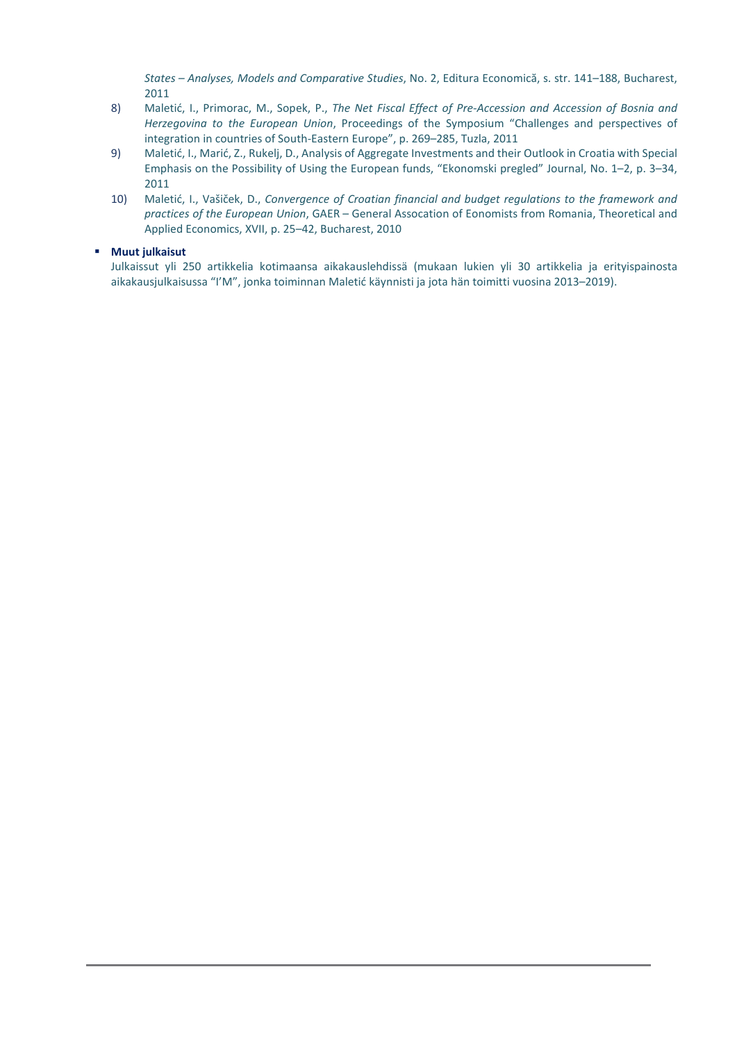*States – Analyses, Models and Comparative Studies*, No. 2, Editura Economică, s. str. 141–188, Bucharest, 2011

8) Maletić, I., Primorac, M., Sopek, P., *The Net Fiscal Effect of Pre-Accession and Accession of Bosnia and Herzegovina to the European Union*, Proceedings of the Symposium "Challenges and perspectives of integration in countries of South-Eastern Europe", p. 269–285, Tuzla, 2011
9) Maletić, I., Marić, Z., Rukelj, D., Analysis of Aggregate Investments and their Outlook in Croatia with Special Emphasis on the Possibility of Using the European funds, "Ekonomski pregled" Journal, No. 1–2, p. 3–34, 2011
10) Maletić, I., Vašiček, D., *Convergence of Croatian financial and budget regulations to the framework and practices of the European Union*, GAER – General Assocation of Eonomists from Romania, Theoretical and Applied Economics, XVII, p. 25–42, Bucharest, 2010

- **Muut julkaisut**

  Julkaissut yli 250 artikkelia kotimaansa aikakauslehdissä (mukaan lukien yli 30 artikkelia ja erityispainosta aikakausjulkaisussa "I'M", jonka toiminnan Maletić käynnisti ja jota hän toimitti vuosina 2013–2019).